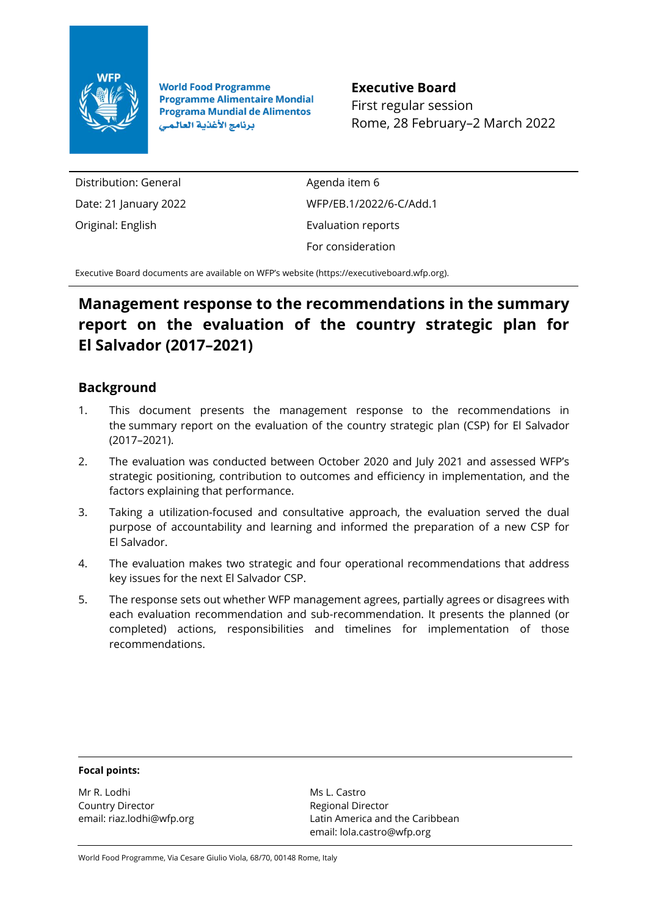World Food Programme
Programme Alimentaire Mondial
Programa Mundial de Alimentos
برنامج الأغذية العالمي

**Executive Board**
First regular session
Rome, 28 February–2 March 2022

| | |
|---|---|
| Distribution: General | Agenda item 6 |
| Date: 21 January 2022 | WFP/EB.1/2022/6-C/Add.1 |
| Original: English | Evaluation reports |
| | For consideration |

Executive Board documents are available on WFP's website (https://executiveboard.wfp.org).

# Management response to the recommendations in the summary report on the evaluation of the country strategic plan for El Salvador (2017–2021)

## Background

1. This document presents the management response to the recommendations in the summary report on the evaluation of the country strategic plan (CSP) for El Salvador (2017–2021).
2. The evaluation was conducted between October 2020 and July 2021 and assessed WFP's strategic positioning, contribution to outcomes and efficiency in implementation, and the factors explaining that performance.
3. Taking a utilization-focused and consultative approach, the evaluation served the dual purpose of accountability and learning and informed the preparation of a new CSP for El Salvador.
4. The evaluation makes two strategic and four operational recommendations that address key issues for the next El Salvador CSP.
5. The response sets out whether WFP management agrees, partially agrees or disagrees with each evaluation recommendation and sub-recommendation. It presents the planned (or completed) actions, responsibilities and timelines for implementation of those recommendations.

**Focal points:**

Mr R. Lodhi
Country Director
email: riaz.lodhi@wfp.org

Ms L. Castro
Regional Director
Latin America and the Caribbean
email: lola.castro@wfp.org

World Food Programme, Via Cesare Giulio Viola, 68/70, 00148 Rome, Italy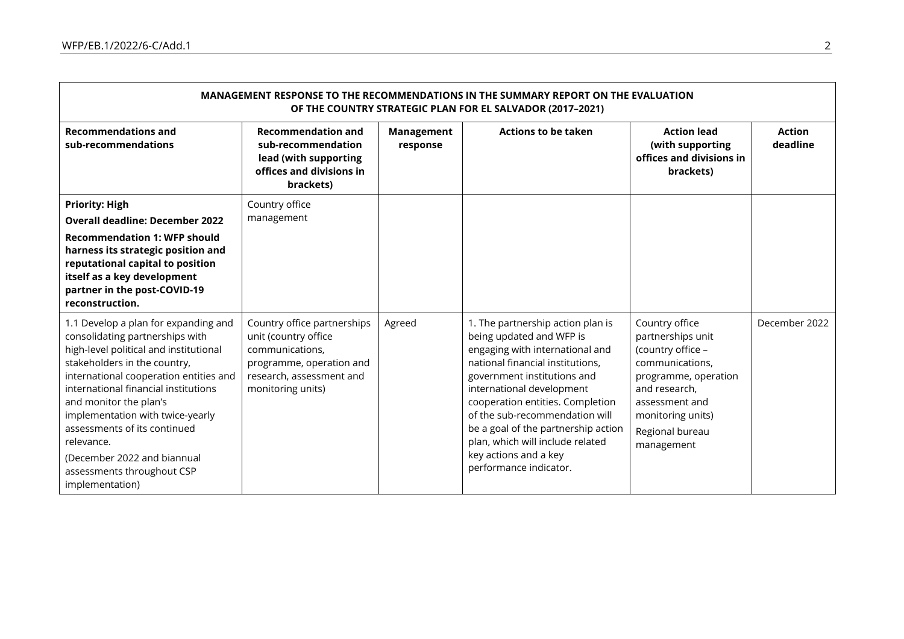| MANAGEMENT RESPONSE TO THE RECOMMENDATIONS IN THE SUMMARY REPORT ON THE EVALUATION OF THE COUNTRY STRATEGIC PLAN FOR EL SALVADOR (2017–2021) | | | | | |
|---|---|---|---|---|---|
| **Recommendations and sub-recommendations** | **Recommendation and sub-recommendation lead (with supporting offices and divisions in brackets)** | **Management response** | **Actions to be taken** | **Action lead (with supporting offices and divisions in brackets)** | **Action deadline** |
| **Priority: High**<br>**Overall deadline: December 2022**<br>**Recommendation 1: WFP should harness its strategic position and reputational capital to position itself as a key development partner in the post-COVID-19 reconstruction.** | Country office management | | | | |
| 1.1 Develop a plan for expanding and consolidating partnerships with high-level political and institutional stakeholders in the country, international cooperation entities and international financial institutions and monitor the plan's implementation with twice-yearly assessments of its continued relevance.<br>(December 2022 and biannual assessments throughout CSP implementation) | Country office partnerships unit (country office communications, programme, operation and research, assessment and monitoring units) | Agreed | 1. The partnership action plan is being updated and WFP is engaging with international and national financial institutions, government institutions and international development cooperation entities. Completion of the sub-recommendation will be a goal of the partnership action plan, which will include related key actions and a key performance indicator. | Country office partnerships unit (country office – communications, programme, operation and research, assessment and monitoring units)<br>Regional bureau management | December 2022 |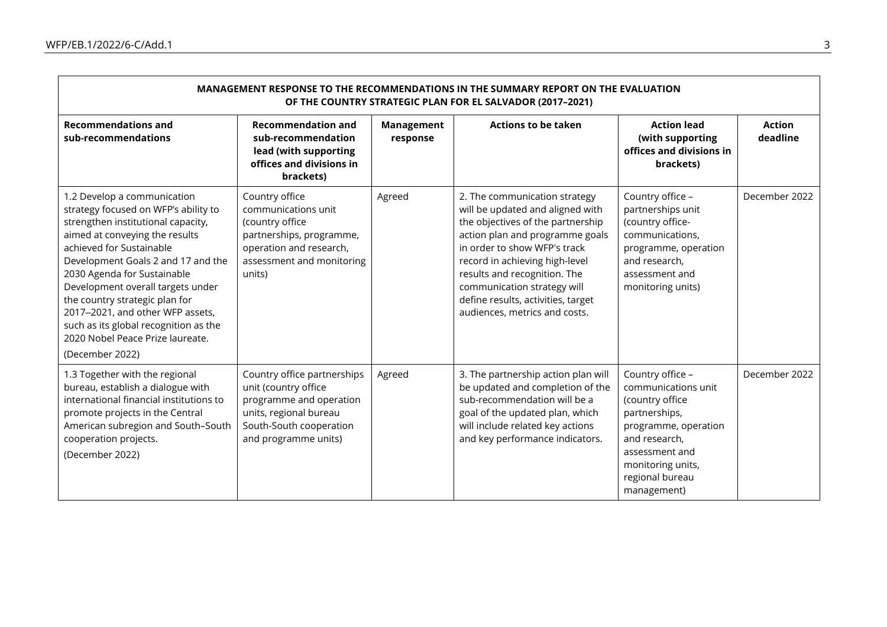| MANAGEMENT RESPONSE TO THE RECOMMENDATIONS IN THE SUMMARY REPORT ON THE EVALUATION OF THE COUNTRY STRATEGIC PLAN FOR EL SALVADOR (2017–2021) | | | | | |
|---|---|---|---|---|---|
| **Recommendations and sub-recommendations** | **Recommendation and sub-recommendation lead (with supporting offices and divisions in brackets)** | **Management response** | **Actions to be taken** | **Action lead (with supporting offices and divisions in brackets)** | **Action deadline** |
| 1.2 Develop a communication strategy focused on WFP's ability to strengthen institutional capacity, aimed at conveying the results achieved for Sustainable Development Goals 2 and 17 and the 2030 Agenda for Sustainable Development overall targets under the country strategic plan for 2017–2021, and other WFP assets, such as its global recognition as the 2020 Nobel Peace Prize laureate. (December 2022) | Country office communications unit (country office partnerships, programme, operation and research, assessment and monitoring units) | Agreed | 2. The communication strategy will be updated and aligned with the objectives of the partnership action plan and programme goals in order to show WFP's track record in achieving high-level results and recognition. The communication strategy will define results, activities, target audiences, metrics and costs. | Country office – partnerships unit (country office-communications, programme, operation and research, assessment and monitoring units) | December 2022 |
| 1.3 Together with the regional bureau, establish a dialogue with international financial institutions to promote projects in the Central American subregion and South–South cooperation projects. (December 2022) | Country office partnerships unit (country office programme and operation units, regional bureau South-South cooperation and programme units) | Agreed | 3. The partnership action plan will be updated and completion of the sub-recommendation will be a goal of the updated plan, which will include related key actions and key performance indicators. | Country office – communications unit (country office partnerships, programme, operation and research, assessment and monitoring units, regional bureau management) | December 2022 |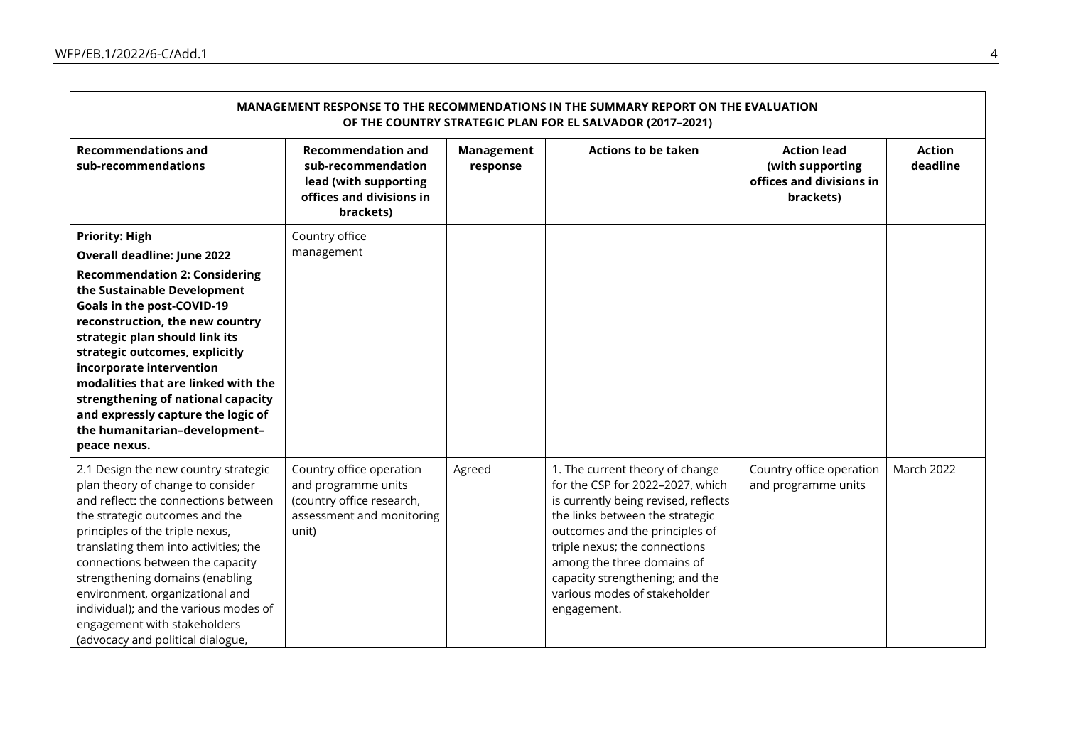| MANAGEMENT RESPONSE TO THE RECOMMENDATIONS IN THE SUMMARY REPORT ON THE EVALUATION OF THE COUNTRY STRATEGIC PLAN FOR EL SALVADOR (2017–2021) | | | | | |
|---|---|---|---|---|---|
| **Recommendations and sub-recommendations** | **Recommendation and sub-recommendation lead (with supporting offices and divisions in brackets)** | **Management response** | **Actions to be taken** | **Action lead (with supporting offices and divisions in brackets)** | **Action deadline** |
| **Priority: High**<br>**Overall deadline: June 2022**<br>**Recommendation 2: Considering the Sustainable Development Goals in the post-COVID-19 reconstruction, the new country strategic plan should link its strategic outcomes, explicitly incorporate intervention modalities that are linked with the strengthening of national capacity and expressly capture the logic of the humanitarian–development–peace nexus.** | Country office management | | | | |
| 2.1 Design the new country strategic plan theory of change to consider and reflect: the connections between the strategic outcomes and the principles of the triple nexus, translating them into activities; the connections between the capacity strengthening domains (enabling environment, organizational and individual); and the various modes of engagement with stakeholders (advocacy and political dialogue, | Country office operation and programme units (country office research, assessment and monitoring unit) | Agreed | 1. The current theory of change for the CSP for 2022–2027, which is currently being revised, reflects the links between the strategic outcomes and the principles of triple nexus; the connections among the three domains of capacity strengthening; and the various modes of stakeholder engagement. | Country office operation and programme units | March 2022 |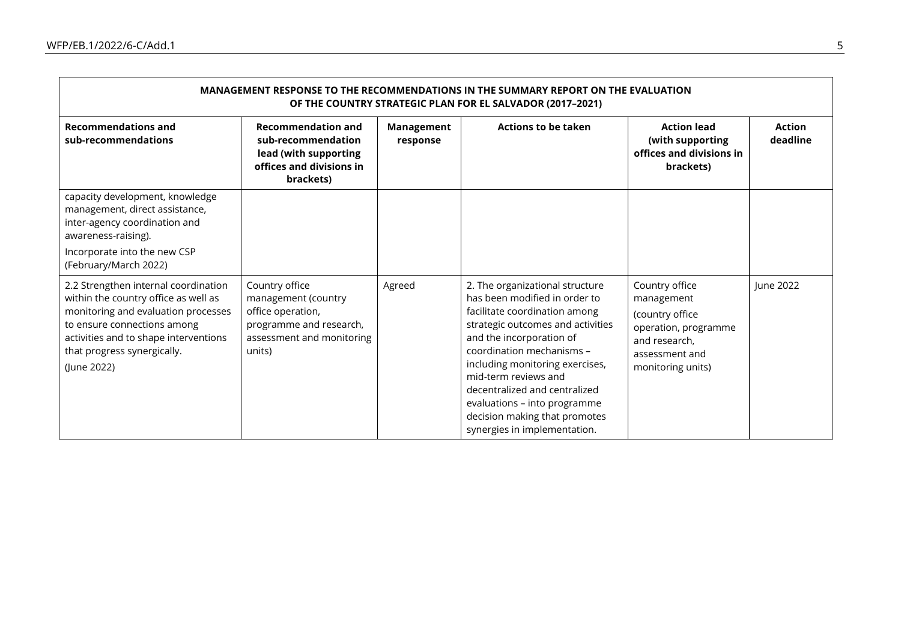| MANAGEMENT RESPONSE TO THE RECOMMENDATIONS IN THE SUMMARY REPORT ON THE EVALUATION OF THE COUNTRY STRATEGIC PLAN FOR EL SALVADOR (2017–2021) | | | | | |
|---|---|---|---|---|---|
| **Recommendations and sub-recommendations** | **Recommendation and sub-recommendation lead (with supporting offices and divisions in brackets)** | **Management response** | **Actions to be taken** | **Action lead (with supporting offices and divisions in brackets)** | **Action deadline** |
| capacity development, knowledge management, direct assistance, inter-agency coordination and awareness-raising).<br>Incorporate into the new CSP (February/March 2022) | | | | | |
| 2.2 Strengthen internal coordination within the country office as well as monitoring and evaluation processes to ensure connections among activities and to shape interventions that progress synergically.<br>(June 2022) | Country office management (country office operation, programme and research, assessment and monitoring units) | Agreed | 2. The organizational structure has been modified in order to facilitate coordination among strategic outcomes and activities and the incorporation of coordination mechanisms – including monitoring exercises, mid-term reviews and decentralized and centralized evaluations – into programme decision making that promotes synergies in implementation. | Country office management<br>(country office operation, programme and research, assessment and monitoring units) | June 2022 |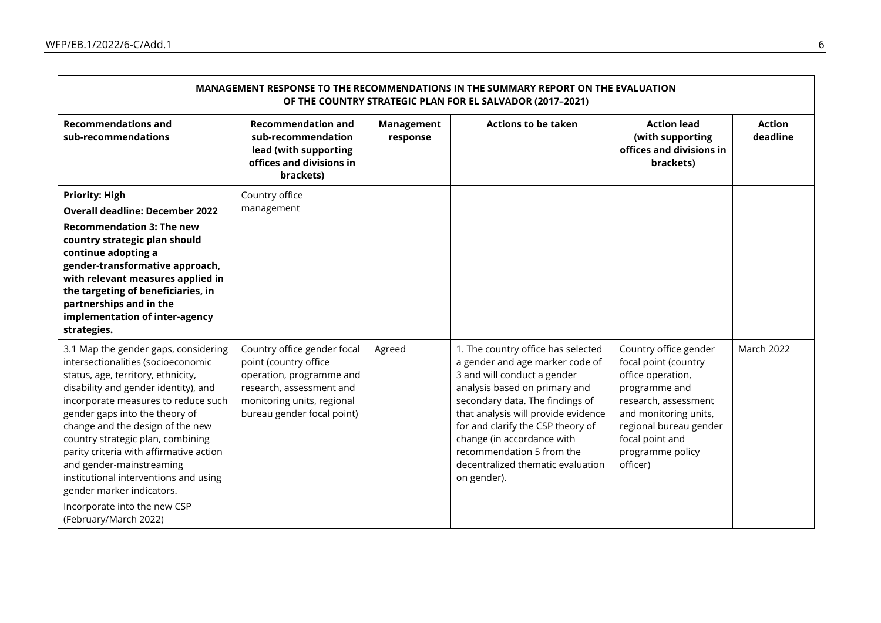| MANAGEMENT RESPONSE TO THE RECOMMENDATIONS IN THE SUMMARY REPORT ON THE EVALUATION OF THE COUNTRY STRATEGIC PLAN FOR EL SALVADOR (2017–2021) | | | | | |
|---|---|---|---|---|---|
| **Recommendations and sub-recommendations** | **Recommendation and sub-recommendation lead (with supporting offices and divisions in brackets)** | **Management response** | **Actions to be taken** | **Action lead (with supporting offices and divisions in brackets)** | **Action deadline** |
| **Priority: High**<br>**Overall deadline: December 2022**<br>**Recommendation 3: The new country strategic plan should continue adopting a gender-transformative approach, with relevant measures applied in the targeting of beneficiaries, in partnerships and in the implementation of inter-agency strategies.** | Country office management | | | | |
| 3.1 Map the gender gaps, considering intersectionalities (socioeconomic status, age, territory, ethnicity, disability and gender identity), and incorporate measures to reduce such gender gaps into the theory of change and the design of the new country strategic plan, combining parity criteria with affirmative action and gender-mainstreaming institutional interventions and using gender marker indicators.<br>Incorporate into the new CSP (February/March 2022) | Country office gender focal point (country office operation, programme and research, assessment and monitoring units, regional bureau gender focal point) | Agreed | 1. The country office has selected a gender and age marker code of 3 and will conduct a gender analysis based on primary and secondary data. The findings of that analysis will provide evidence for and clarify the CSP theory of change (in accordance with recommendation 5 from the decentralized thematic evaluation on gender). | Country office gender focal point (country office operation, programme and research, assessment and monitoring units, regional bureau gender focal point and programme policy officer) | March 2022 |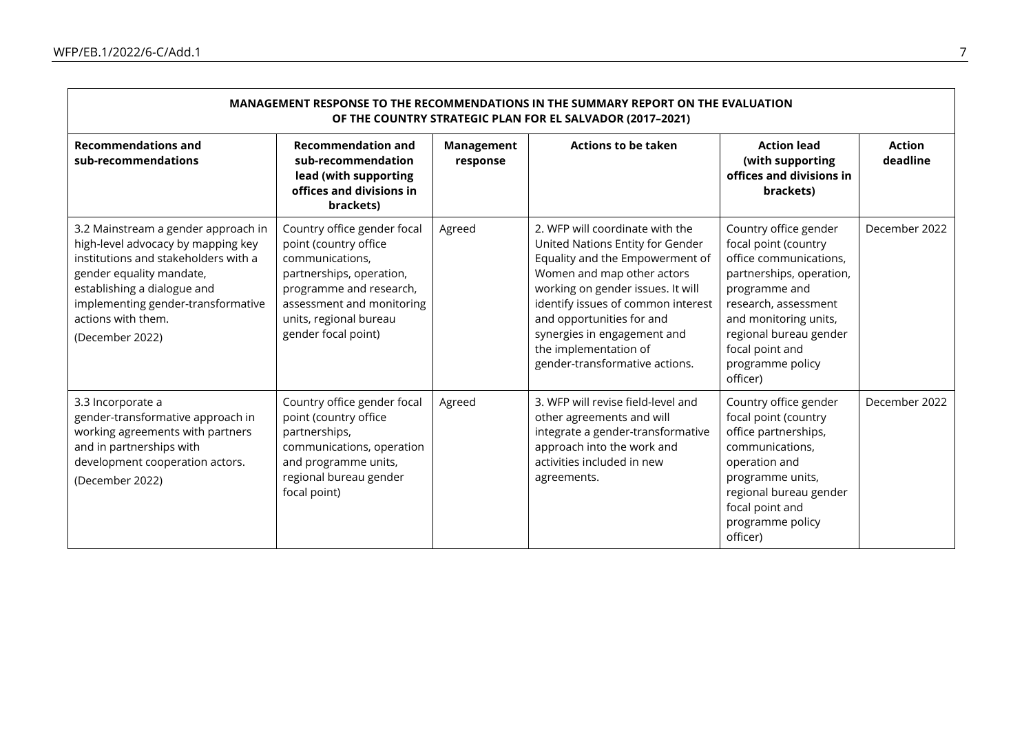| MANAGEMENT RESPONSE TO THE RECOMMENDATIONS IN THE SUMMARY REPORT ON THE EVALUATION OF THE COUNTRY STRATEGIC PLAN FOR EL SALVADOR (2017–2021) | | | | | |
|---|---|---|---|---|---|
| **Recommendations and sub-recommendations** | **Recommendation and sub-recommendation lead (with supporting offices and divisions in brackets)** | **Management response** | **Actions to be taken** | **Action lead (with supporting offices and divisions in brackets)** | **Action deadline** |
| 3.2 Mainstream a gender approach in high-level advocacy by mapping key institutions and stakeholders with a gender equality mandate, establishing a dialogue and implementing gender-transformative actions with them.<br>(December 2022) | Country office gender focal point (country office communications, partnerships, operation, programme and research, assessment and monitoring units, regional bureau gender focal point) | Agreed | 2. WFP will coordinate with the United Nations Entity for Gender Equality and the Empowerment of Women and map other actors working on gender issues. It will identify issues of common interest and opportunities for and synergies in engagement and the implementation of gender-transformative actions. | Country office gender focal point (country office communications, partnerships, operation, programme and research, assessment and monitoring units, regional bureau gender focal point and programme policy officer) | December 2022 |
| 3.3 Incorporate a gender-transformative approach in working agreements with partners and in partnerships with development cooperation actors.<br>(December 2022) | Country office gender focal point (country office partnerships, communications, operation and programme units, regional bureau gender focal point) | Agreed | 3. WFP will revise field-level and other agreements and will integrate a gender-transformative approach into the work and activities included in new agreements. | Country office gender focal point (country office partnerships, communications, operation and programme units, regional bureau gender focal point and programme policy officer) | December 2022 |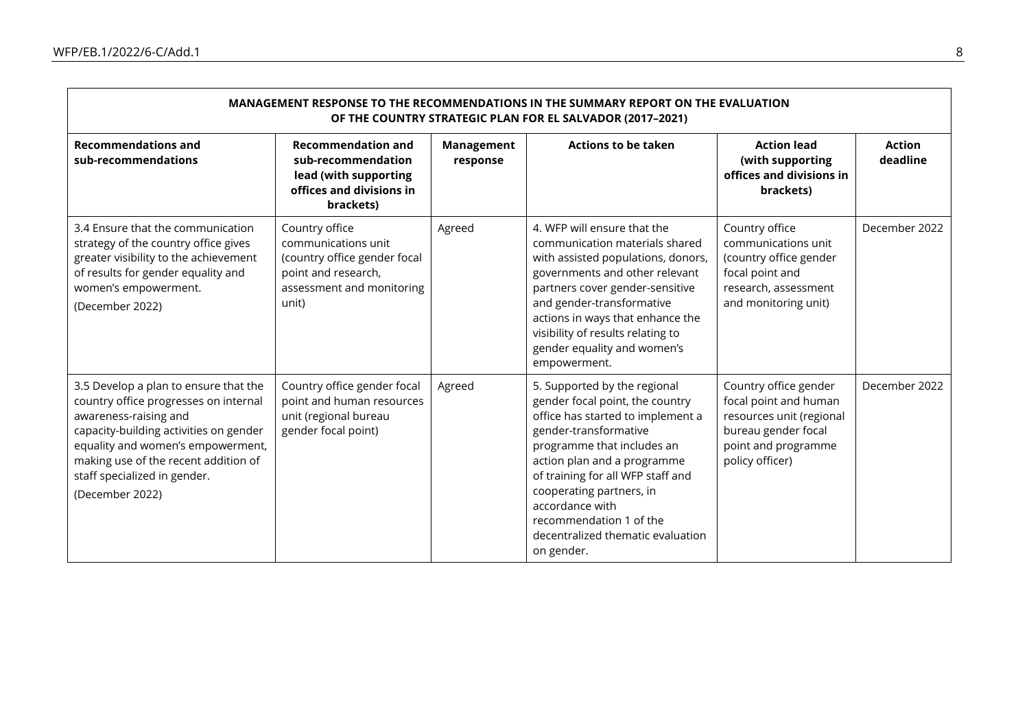| **MANAGEMENT RESPONSE TO THE RECOMMENDATIONS IN THE SUMMARY REPORT ON THE EVALUATION OF THE COUNTRY STRATEGIC PLAN FOR EL SALVADOR (2017–2021)** | | | | | |
|---|---|---|---|---|---|
| **Recommendations and sub-recommendations** | **Recommendation and sub-recommendation lead (with supporting offices and divisions in brackets)** | **Management response** | **Actions to be taken** | **Action lead (with supporting offices and divisions in brackets)** | **Action deadline** |
| 3.4 Ensure that the communication strategy of the country office gives greater visibility to the achievement of results for gender equality and women's empowerment. (December 2022) | Country office communications unit (country office gender focal point and research, assessment and monitoring unit) | Agreed | 4. WFP will ensure that the communication materials shared with assisted populations, donors, governments and other relevant partners cover gender-sensitive and gender-transformative actions in ways that enhance the visibility of results relating to gender equality and women's empowerment. | Country office communications unit (country office gender focal point and research, assessment and monitoring unit) | December 2022 |
| 3.5 Develop a plan to ensure that the country office progresses on internal awareness-raising and capacity-building activities on gender equality and women's empowerment, making use of the recent addition of staff specialized in gender. (December 2022) | Country office gender focal point and human resources unit (regional bureau gender focal point) | Agreed | 5. Supported by the regional gender focal point, the country office has started to implement a gender-transformative programme that includes an action plan and a programme of training for all WFP staff and cooperating partners, in accordance with recommendation 1 of the decentralized thematic evaluation on gender. | Country office gender focal point and human resources unit (regional bureau gender focal point and programme policy officer) | December 2022 |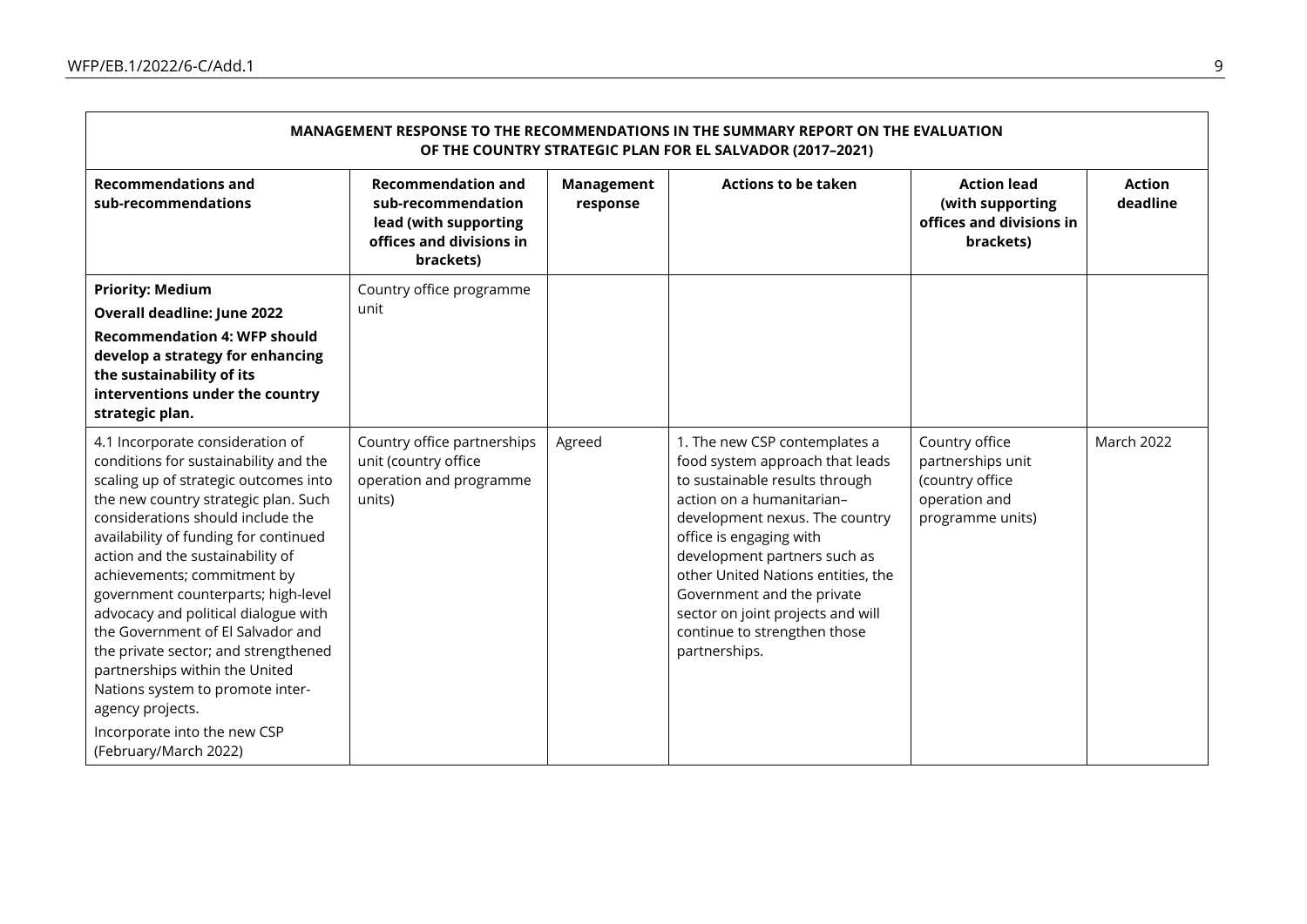| MANAGEMENT RESPONSE TO THE RECOMMENDATIONS IN THE SUMMARY REPORT ON THE EVALUATION OF THE COUNTRY STRATEGIC PLAN FOR EL SALVADOR (2017–2021) | | | | | |
|---|---|---|---|---|---|
| **Recommendations and sub-recommendations** | **Recommendation and sub-recommendation lead (with supporting offices and divisions in brackets)** | **Management response** | **Actions to be taken** | **Action lead (with supporting offices and divisions in brackets)** | **Action deadline** |
| **Priority: Medium**<br>**Overall deadline: June 2022**<br>**Recommendation 4: WFP should develop a strategy for enhancing the sustainability of its interventions under the country strategic plan.** | Country office programme unit | | | | |
| 4.1 Incorporate consideration of conditions for sustainability and the scaling up of strategic outcomes into the new country strategic plan. Such considerations should include the availability of funding for continued action and the sustainability of achievements; commitment by government counterparts; high-level advocacy and political dialogue with the Government of El Salvador and the private sector; and strengthened partnerships within the United Nations system to promote inter-agency projects.<br>Incorporate into the new CSP (February/March 2022) | Country office partnerships unit (country office operation and programme units) | Agreed | 1. The new CSP contemplates a food system approach that leads to sustainable results through action on a humanitarian–development nexus. The country office is engaging with development partners such as other United Nations entities, the Government and the private sector on joint projects and will continue to strengthen those partnerships. | Country office partnerships unit (country office operation and programme units) | March 2022 |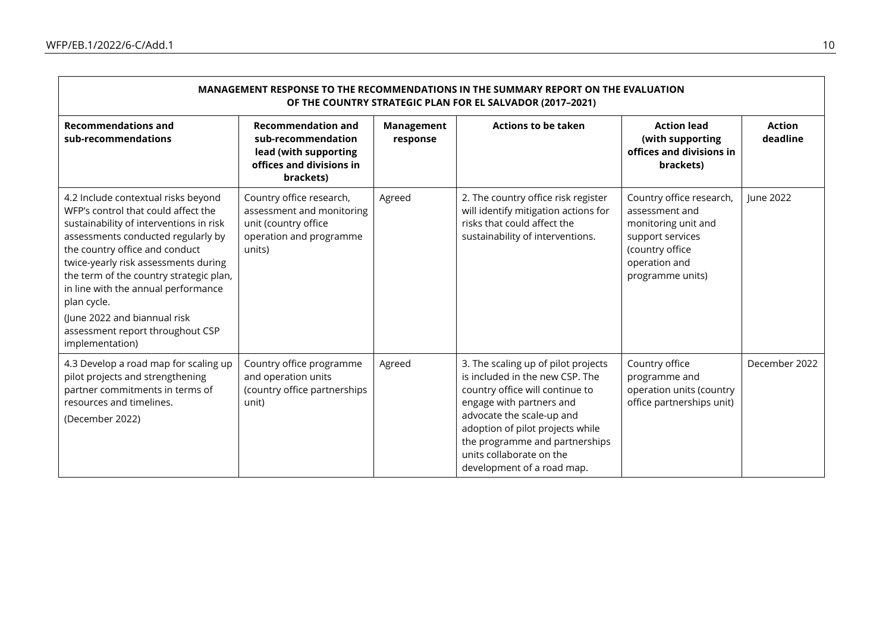| **MANAGEMENT RESPONSE TO THE RECOMMENDATIONS IN THE SUMMARY REPORT ON THE EVALUATION OF THE COUNTRY STRATEGIC PLAN FOR EL SALVADOR (2017–2021)** | | | | | |
|---|---|---|---|---|---|
| **Recommendations and sub-recommendations** | **Recommendation and sub-recommendation lead (with supporting offices and divisions in brackets)** | **Management response** | **Actions to be taken** | **Action lead (with supporting offices and divisions in brackets)** | **Action deadline** |
| 4.2 Include contextual risks beyond WFP's control that could affect the sustainability of interventions in risk assessments conducted regularly by the country office and conduct twice-yearly risk assessments during the term of the country strategic plan, in line with the annual performance plan cycle.<br>(June 2022 and biannual risk assessment report throughout CSP implementation) | Country office research, assessment and monitoring unit (country office operation and programme units) | Agreed | 2. The country office risk register will identify mitigation actions for risks that could affect the sustainability of interventions. | Country office research, assessment and monitoring unit and support services (country office operation and programme units) | June 2022 |
| 4.3 Develop a road map for scaling up pilot projects and strengthening partner commitments in terms of resources and timelines.<br>(December 2022) | Country office programme and operation units (country office partnerships unit) | Agreed | 3. The scaling up of pilot projects is included in the new CSP. The country office will continue to engage with partners and advocate the scale-up and adoption of pilot projects while the programme and partnerships units collaborate on the development of a road map. | Country office programme and operation units (country office partnerships unit) | December 2022 |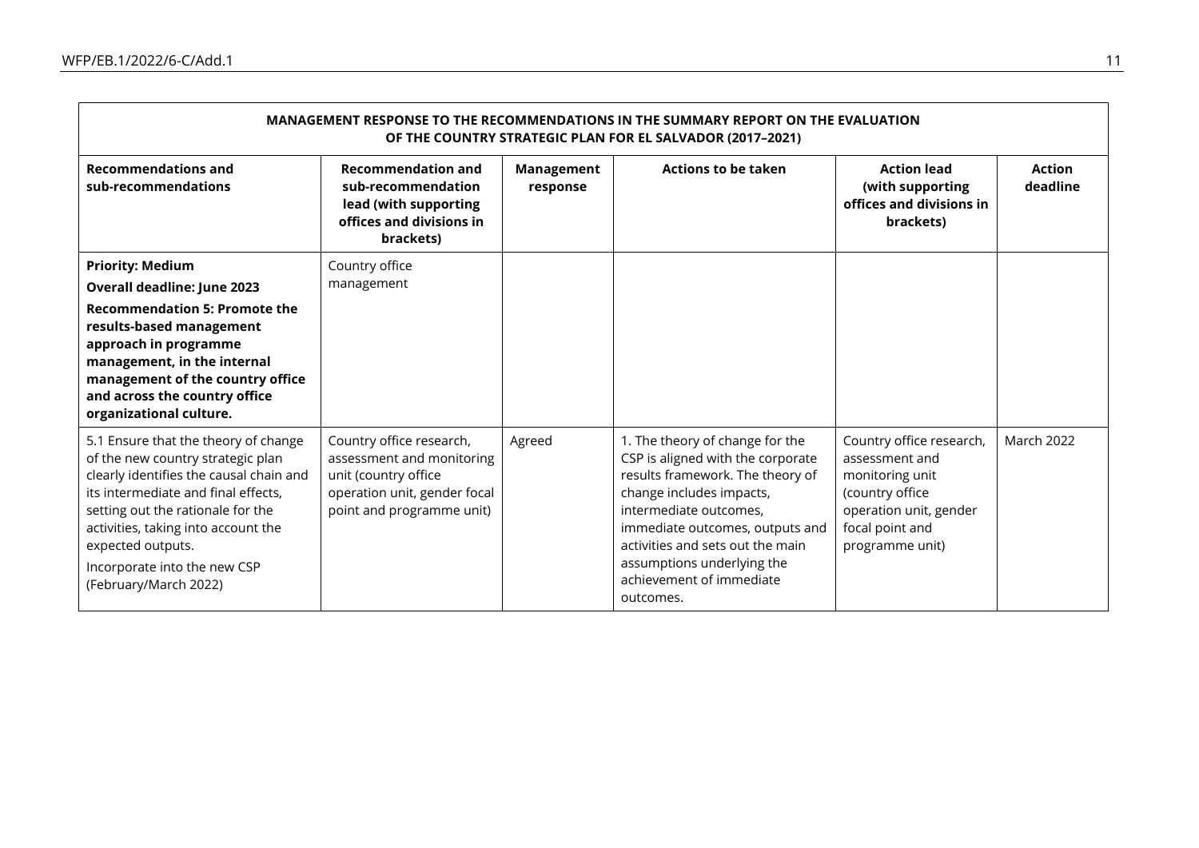| MANAGEMENT RESPONSE TO THE RECOMMENDATIONS IN THE SUMMARY REPORT ON THE EVALUATION OF THE COUNTRY STRATEGIC PLAN FOR EL SALVADOR (2017–2021) | | | | | |
|---|---|---|---|---|---|
| **Recommendations and sub-recommendations** | **Recommendation and sub-recommendation lead (with supporting offices and divisions in brackets)** | **Management response** | **Actions to be taken** | **Action lead (with supporting offices and divisions in brackets)** | **Action deadline** |
| **Priority: Medium**<br>**Overall deadline: June 2023**<br>**Recommendation 5: Promote the results-based management approach in programme management, in the internal management of the country office and across the country office organizational culture.** | Country office management | | | | |
| 5.1 Ensure that the theory of change of the new country strategic plan clearly identifies the causal chain and its intermediate and final effects, setting out the rationale for the activities, taking into account the expected outputs.<br>Incorporate into the new CSP (February/March 2022) | Country office research, assessment and monitoring unit (country office operation unit, gender focal point and programme unit) | Agreed | 1. The theory of change for the CSP is aligned with the corporate results framework. The theory of change includes impacts, intermediate outcomes, immediate outcomes, outputs and activities and sets out the main assumptions underlying the achievement of immediate outcomes. | Country office research, assessment and monitoring unit (country office operation unit, gender focal point and programme unit) | March 2022 |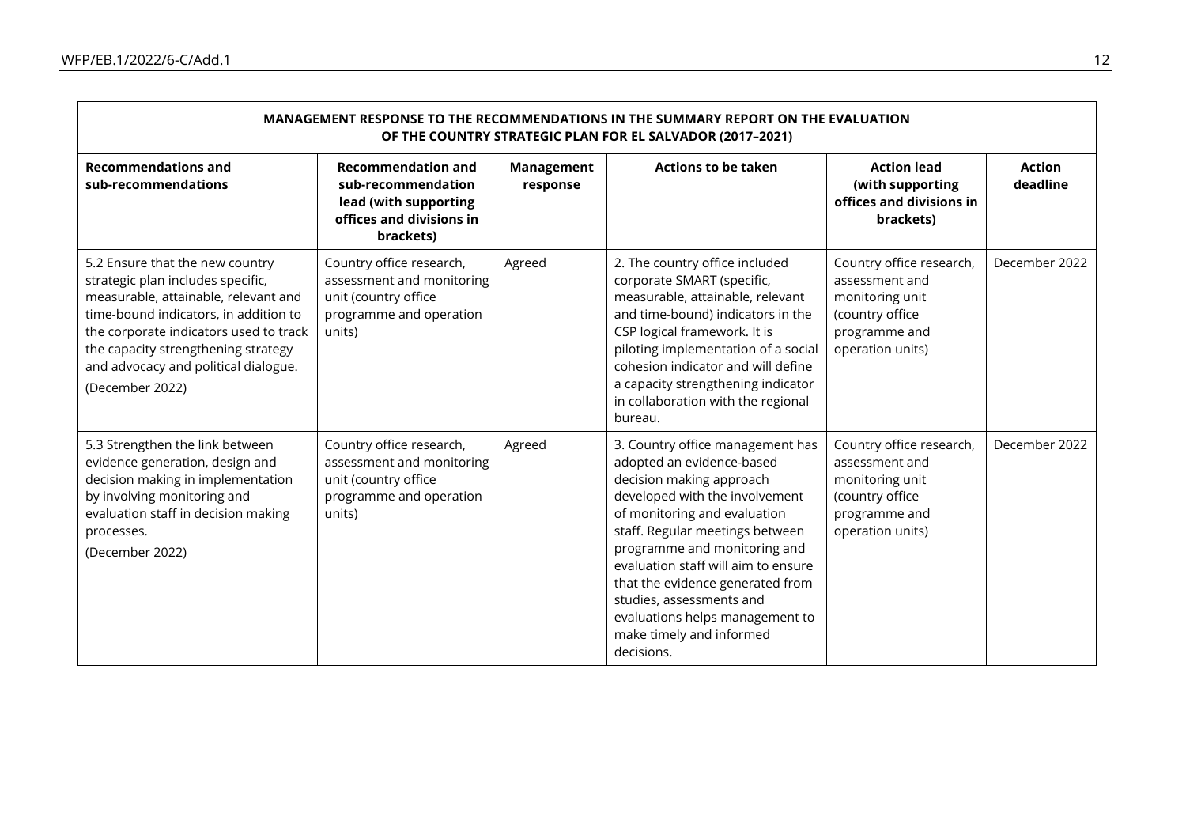| MANAGEMENT RESPONSE TO THE RECOMMENDATIONS IN THE SUMMARY REPORT ON THE EVALUATION OF THE COUNTRY STRATEGIC PLAN FOR EL SALVADOR (2017–2021) | | | | | |
|---|---|---|---|---|---|
| **Recommendations and sub-recommendations** | **Recommendation and sub-recommendation lead (with supporting offices and divisions in brackets)** | **Management response** | **Actions to be taken** | **Action lead (with supporting offices and divisions in brackets)** | **Action deadline** |
| 5.2 Ensure that the new country strategic plan includes specific, measurable, attainable, relevant and time-bound indicators, in addition to the corporate indicators used to track the capacity strengthening strategy and advocacy and political dialogue.<br>(December 2022) | Country office research, assessment and monitoring unit (country office programme and operation units) | Agreed | 2. The country office included corporate SMART (specific, measurable, attainable, relevant and time-bound) indicators in the CSP logical framework. It is piloting implementation of a social cohesion indicator and will define a capacity strengthening indicator in collaboration with the regional bureau. | Country office research, assessment and monitoring unit (country office programme and operation units) | December 2022 |
| 5.3 Strengthen the link between evidence generation, design and decision making in implementation by involving monitoring and evaluation staff in decision making processes.<br>(December 2022) | Country office research, assessment and monitoring unit (country office programme and operation units) | Agreed | 3. Country office management has adopted an evidence-based decision making approach developed with the involvement of monitoring and evaluation staff. Regular meetings between programme and monitoring and evaluation staff will aim to ensure that the evidence generated from studies, assessments and evaluations helps management to make timely and informed decisions. | Country office research, assessment and monitoring unit (country office programme and operation units) | December 2022 |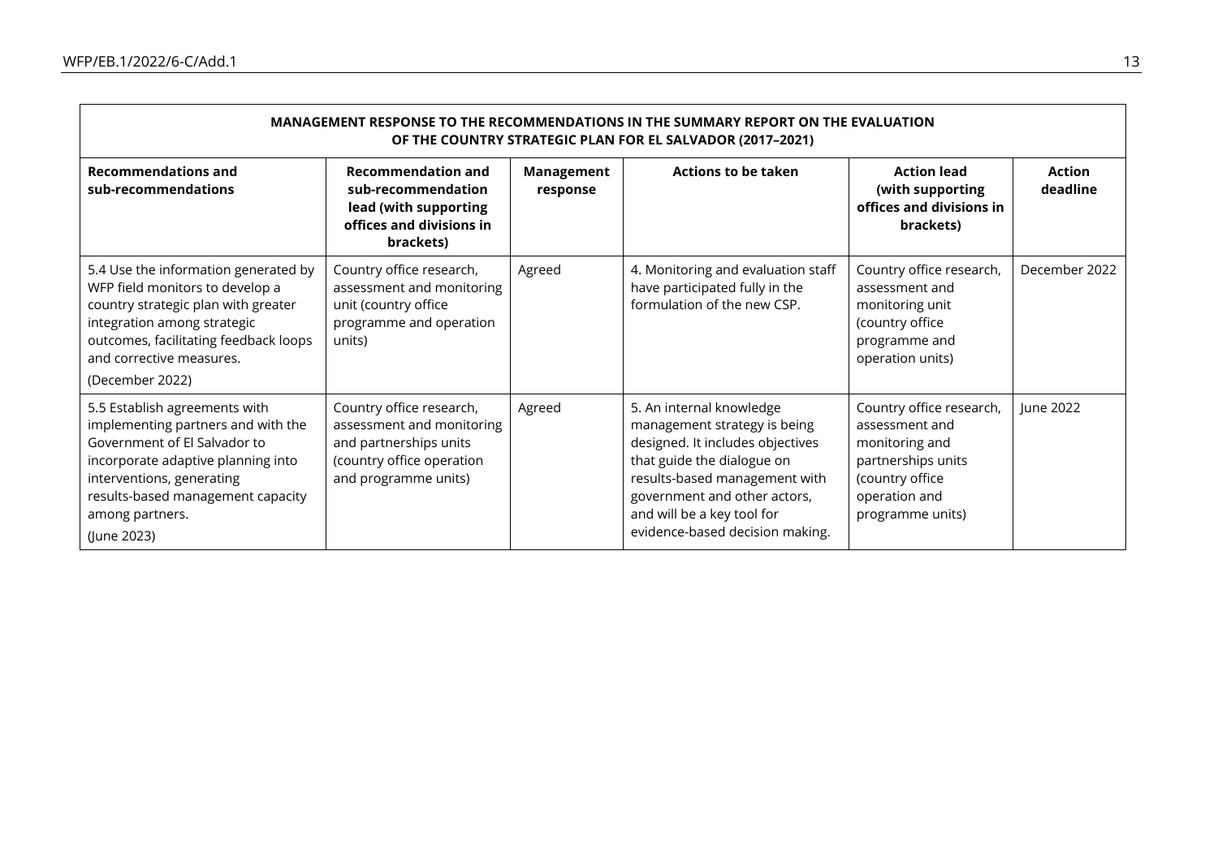**MANAGEMENT RESPONSE TO THE RECOMMENDATIONS IN THE SUMMARY REPORT ON THE EVALUATION OF THE COUNTRY STRATEGIC PLAN FOR EL SALVADOR (2017–2021)**

| Recommendations and sub-recommendations | Recommendation and sub-recommendation lead (with supporting offices and divisions in brackets) | Management response | Actions to be taken | Action lead (with supporting offices and divisions in brackets) | Action deadline |
|---|---|---|---|---|---|
| 5.4 Use the information generated by WFP field monitors to develop a country strategic plan with greater integration among strategic outcomes, facilitating feedback loops and corrective measures.<br>(December 2022) | Country office research, assessment and monitoring unit (country office programme and operation units) | Agreed | 4. Monitoring and evaluation staff have participated fully in the formulation of the new CSP. | Country office research, assessment and monitoring unit (country office programme and operation units) | December 2022 |
| 5.5 Establish agreements with implementing partners and with the Government of El Salvador to incorporate adaptive planning into interventions, generating results-based management capacity among partners.<br>(June 2023) | Country office research, assessment and monitoring and partnerships units (country office operation and programme units) | Agreed | 5. An internal knowledge management strategy is being designed. It includes objectives that guide the dialogue on results-based management with government and other actors, and will be a key tool for evidence-based decision making. | Country office research, assessment and monitoring and partnerships units (country office operation and programme units) | June 2022 |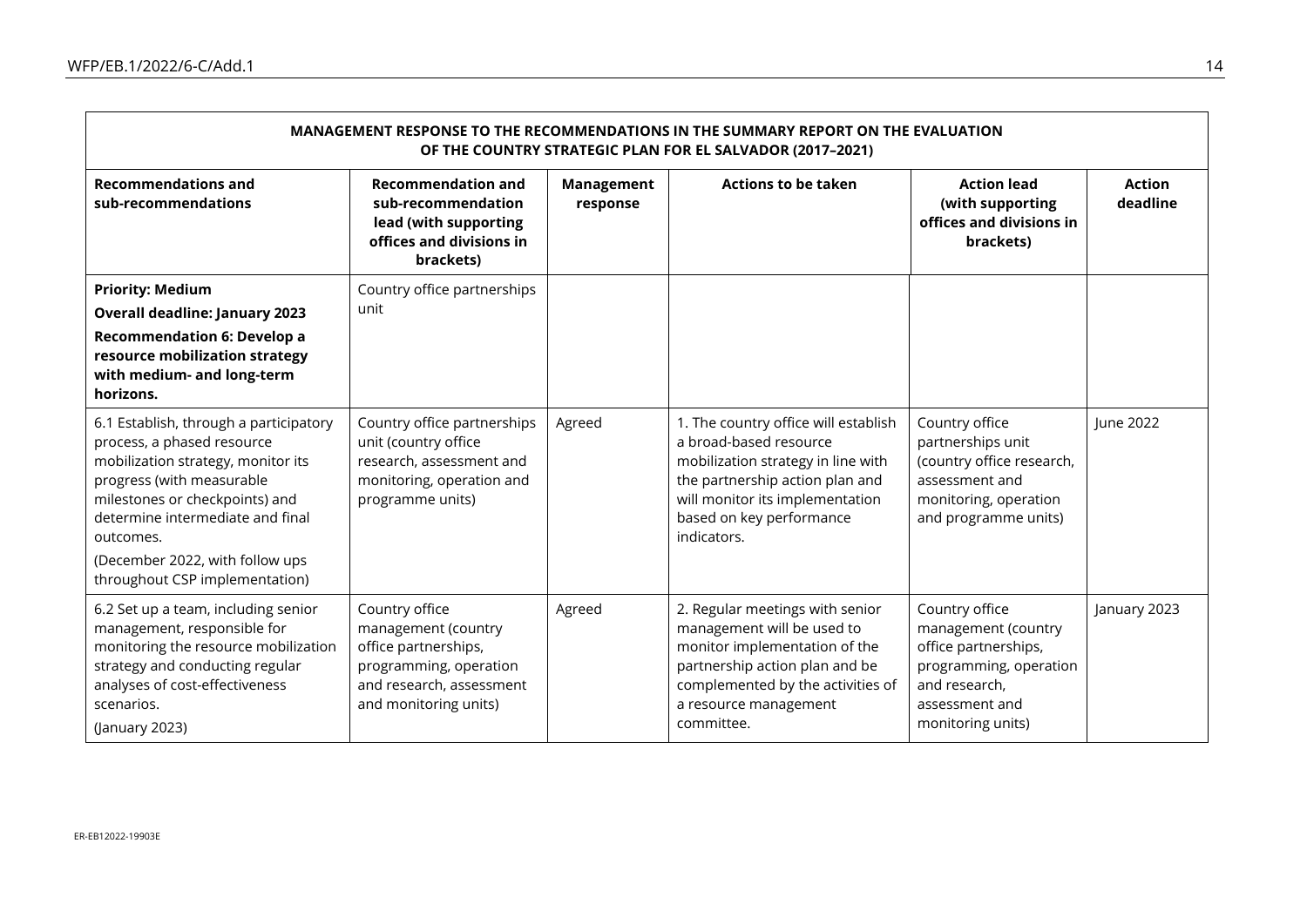| MANAGEMENT RESPONSE TO THE RECOMMENDATIONS IN THE SUMMARY REPORT ON THE EVALUATION OF THE COUNTRY STRATEGIC PLAN FOR EL SALVADOR (2017–2021) | | | | | |
|---|---|---|---|---|---|
| **Recommendations and sub-recommendations** | **Recommendation and sub-recommendation lead (with supporting offices and divisions in brackets)** | **Management response** | **Actions to be taken** | **Action lead (with supporting offices and divisions in brackets)** | **Action deadline** |
| **Priority: Medium**<br>**Overall deadline: January 2023**<br>**Recommendation 6: Develop a resource mobilization strategy with medium- and long-term horizons.** | Country office partnerships unit | | | | |
| 6.1 Establish, through a participatory process, a phased resource mobilization strategy, monitor its progress (with measurable milestones or checkpoints) and determine intermediate and final outcomes.<br>(December 2022, with follow ups throughout CSP implementation) | Country office partnerships unit (country office research, assessment and monitoring, operation and programme units) | Agreed | 1. The country office will establish a broad-based resource mobilization strategy in line with the partnership action plan and will monitor its implementation based on key performance indicators. | Country office partnerships unit (country office research, assessment and monitoring, operation and programme units) | June 2022 |
| 6.2 Set up a team, including senior management, responsible for monitoring the resource mobilization strategy and conducting regular analyses of cost-effectiveness scenarios.<br>(January 2023) | Country office management (country office partnerships, programming, operation and research, assessment and monitoring units) | Agreed | 2. Regular meetings with senior management will be used to monitor implementation of the partnership action plan and be complemented by the activities of a resource management committee. | Country office management (country office partnerships, programming, operation and research, assessment and monitoring units) | January 2023 |

ER-EB12022-19903E